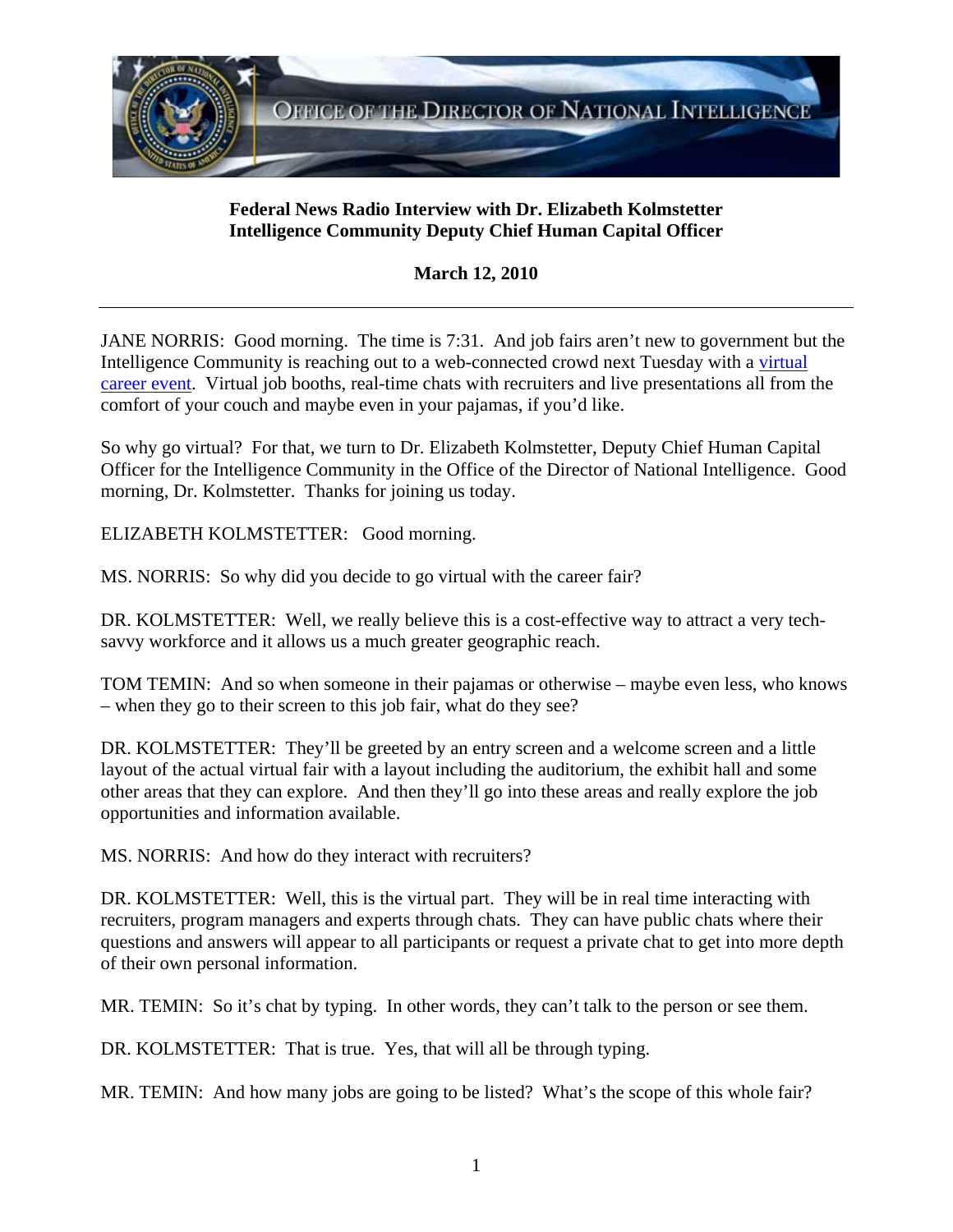OFFICE OF THE DIRECTOR OF NATIONAL INTELLIGENCE

**Federal News Radio Interview with Dr. Elizabeth Kolmstetter**
**Intelligence Community Deputy Chief Human Capital Officer**

**March 12, 2010**

---

JANE NORRIS: Good morning. The time is 7:31. And job fairs aren't new to government but the Intelligence Community is reaching out to a web-connected crowd next Tuesday with a virtual career event. Virtual job booths, real-time chats with recruiters and live presentations all from the comfort of your couch and maybe even in your pajamas, if you'd like.

So why go virtual? For that, we turn to Dr. Elizabeth Kolmstetter, Deputy Chief Human Capital Officer for the Intelligence Community in the Office of the Director of National Intelligence. Good morning, Dr. Kolmstetter. Thanks for joining us today.

ELIZABETH KOLMSTETTER: Good morning.

MS. NORRIS: So why did you decide to go virtual with the career fair?

DR. KOLMSTETTER: Well, we really believe this is a cost-effective way to attract a very tech-savvy workforce and it allows us a much greater geographic reach.

TOM TEMIN: And so when someone in their pajamas or otherwise – maybe even less, who knows – when they go to their screen to this job fair, what do they see?

DR. KOLMSTETTER: They'll be greeted by an entry screen and a welcome screen and a little layout of the actual virtual fair with a layout including the auditorium, the exhibit hall and some other areas that they can explore. And then they'll go into these areas and really explore the job opportunities and information available.

MS. NORRIS: And how do they interact with recruiters?

DR. KOLMSTETTER: Well, this is the virtual part. They will be in real time interacting with recruiters, program managers and experts through chats. They can have public chats where their questions and answers will appear to all participants or request a private chat to get into more depth of their own personal information.

MR. TEMIN: So it's chat by typing. In other words, they can't talk to the person or see them.

DR. KOLMSTETTER: That is true. Yes, that will all be through typing.

MR. TEMIN: And how many jobs are going to be listed? What's the scope of this whole fair?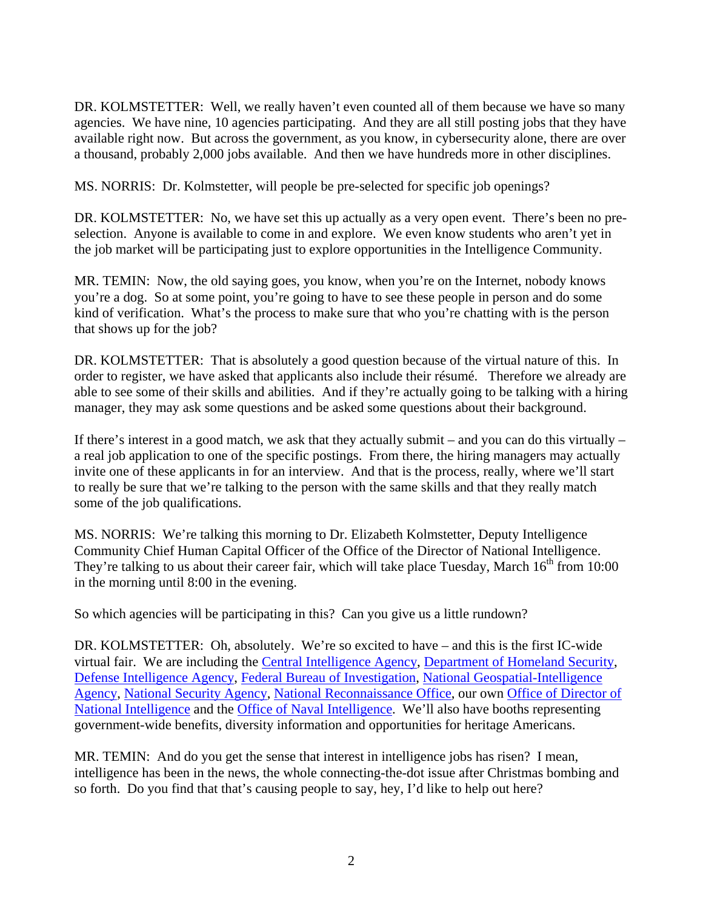DR. KOLMSTETTER: Well, we really haven't even counted all of them because we have so many agencies. We have nine, 10 agencies participating. And they are all still posting jobs that they have available right now. But across the government, as you know, in cybersecurity alone, there are over a thousand, probably 2,000 jobs available. And then we have hundreds more in other disciplines.

MS. NORRIS: Dr. Kolmstetter, will people be pre-selected for specific job openings?

DR. KOLMSTETTER: No, we have set this up actually as a very open event. There's been no pre-selection. Anyone is available to come in and explore. We even know students who aren't yet in the job market will be participating just to explore opportunities in the Intelligence Community.

MR. TEMIN: Now, the old saying goes, you know, when you're on the Internet, nobody knows you're a dog. So at some point, you're going to have to see these people in person and do some kind of verification. What's the process to make sure that who you're chatting with is the person that shows up for the job?

DR. KOLMSTETTER: That is absolutely a good question because of the virtual nature of this. In order to register, we have asked that applicants also include their résumé. Therefore we already are able to see some of their skills and abilities. And if they're actually going to be talking with a hiring manager, they may ask some questions and be asked some questions about their background.

If there's interest in a good match, we ask that they actually submit – and you can do this virtually – a real job application to one of the specific postings. From there, the hiring managers may actually invite one of these applicants in for an interview. And that is the process, really, where we'll start to really be sure that we're talking to the person with the same skills and that they really match some of the job qualifications.

MS. NORRIS: We're talking this morning to Dr. Elizabeth Kolmstetter, Deputy Intelligence Community Chief Human Capital Officer of the Office of the Director of National Intelligence. They're talking to us about their career fair, which will take place Tuesday, March 16th from 10:00 in the morning until 8:00 in the evening.

So which agencies will be participating in this? Can you give us a little rundown?

DR. KOLMSTETTER: Oh, absolutely. We're so excited to have – and this is the first IC-wide virtual fair. We are including the Central Intelligence Agency, Department of Homeland Security, Defense Intelligence Agency, Federal Bureau of Investigation, National Geospatial-Intelligence Agency, National Security Agency, National Reconnaissance Office, our own Office of Director of National Intelligence and the Office of Naval Intelligence. We'll also have booths representing government-wide benefits, diversity information and opportunities for heritage Americans.

MR. TEMIN: And do you get the sense that interest in intelligence jobs has risen? I mean, intelligence has been in the news, the whole connecting-the-dot issue after Christmas bombing and so forth. Do you find that that's causing people to say, hey, I'd like to help out here?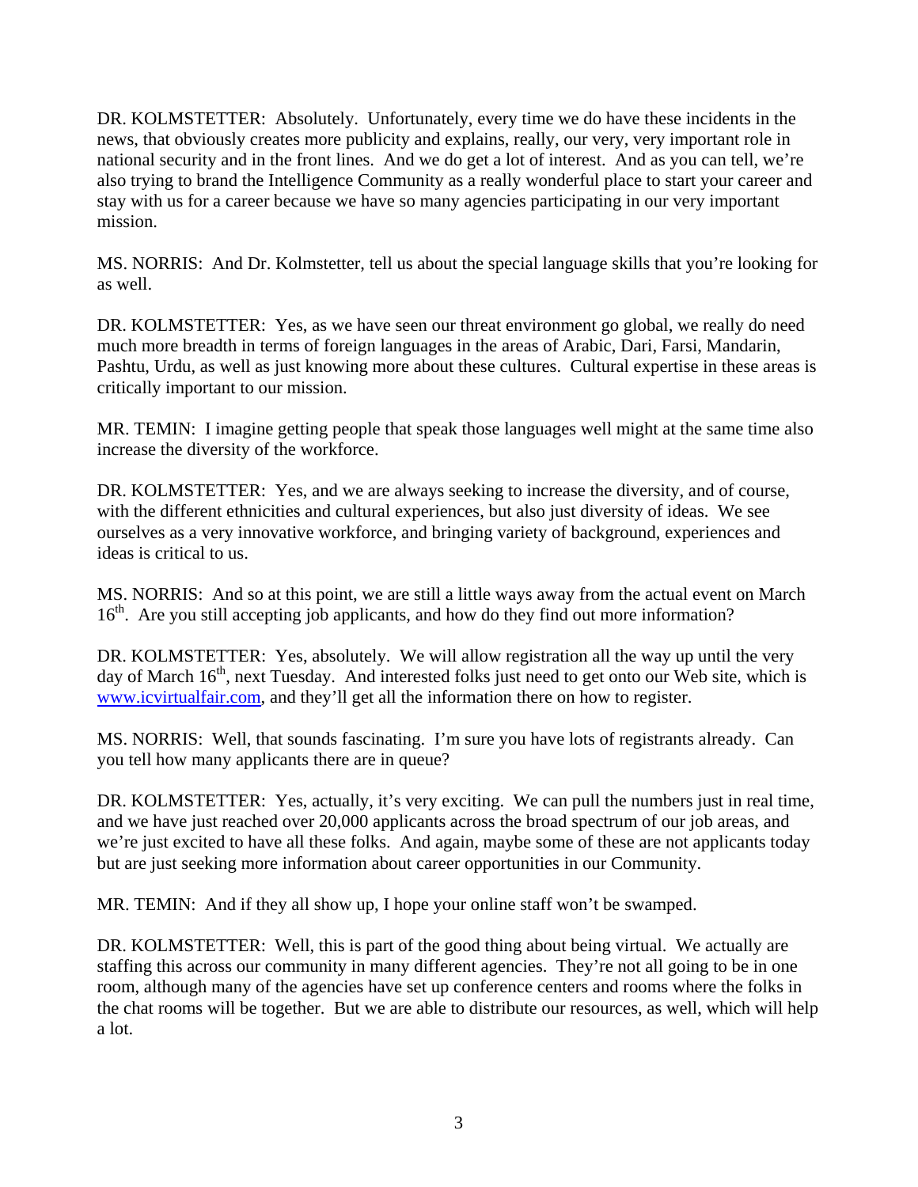DR. KOLMSTETTER: Absolutely. Unfortunately, every time we do have these incidents in the news, that obviously creates more publicity and explains, really, our very, very important role in national security and in the front lines. And we do get a lot of interest. And as you can tell, we're also trying to brand the Intelligence Community as a really wonderful place to start your career and stay with us for a career because we have so many agencies participating in our very important mission.

MS. NORRIS: And Dr. Kolmstetter, tell us about the special language skills that you're looking for as well.

DR. KOLMSTETTER: Yes, as we have seen our threat environment go global, we really do need much more breadth in terms of foreign languages in the areas of Arabic, Dari, Farsi, Mandarin, Pashtu, Urdu, as well as just knowing more about these cultures. Cultural expertise in these areas is critically important to our mission.

MR. TEMIN: I imagine getting people that speak those languages well might at the same time also increase the diversity of the workforce.

DR. KOLMSTETTER: Yes, and we are always seeking to increase the diversity, and of course, with the different ethnicities and cultural experiences, but also just diversity of ideas. We see ourselves as a very innovative workforce, and bringing variety of background, experiences and ideas is critical to us.

MS. NORRIS: And so at this point, we are still a little ways away from the actual event on March 16th. Are you still accepting job applicants, and how do they find out more information?

DR. KOLMSTETTER: Yes, absolutely. We will allow registration all the way up until the very day of March 16th, next Tuesday. And interested folks just need to get onto our Web site, which is www.icvirtualfair.com, and they'll get all the information there on how to register.

MS. NORRIS: Well, that sounds fascinating. I'm sure you have lots of registrants already. Can you tell how many applicants there are in queue?

DR. KOLMSTETTER: Yes, actually, it's very exciting. We can pull the numbers just in real time, and we have just reached over 20,000 applicants across the broad spectrum of our job areas, and we're just excited to have all these folks. And again, maybe some of these are not applicants today but are just seeking more information about career opportunities in our Community.

MR. TEMIN: And if they all show up, I hope your online staff won't be swamped.

DR. KOLMSTETTER: Well, this is part of the good thing about being virtual. We actually are staffing this across our community in many different agencies. They're not all going to be in one room, although many of the agencies have set up conference centers and rooms where the folks in the chat rooms will be together. But we are able to distribute our resources, as well, which will help a lot.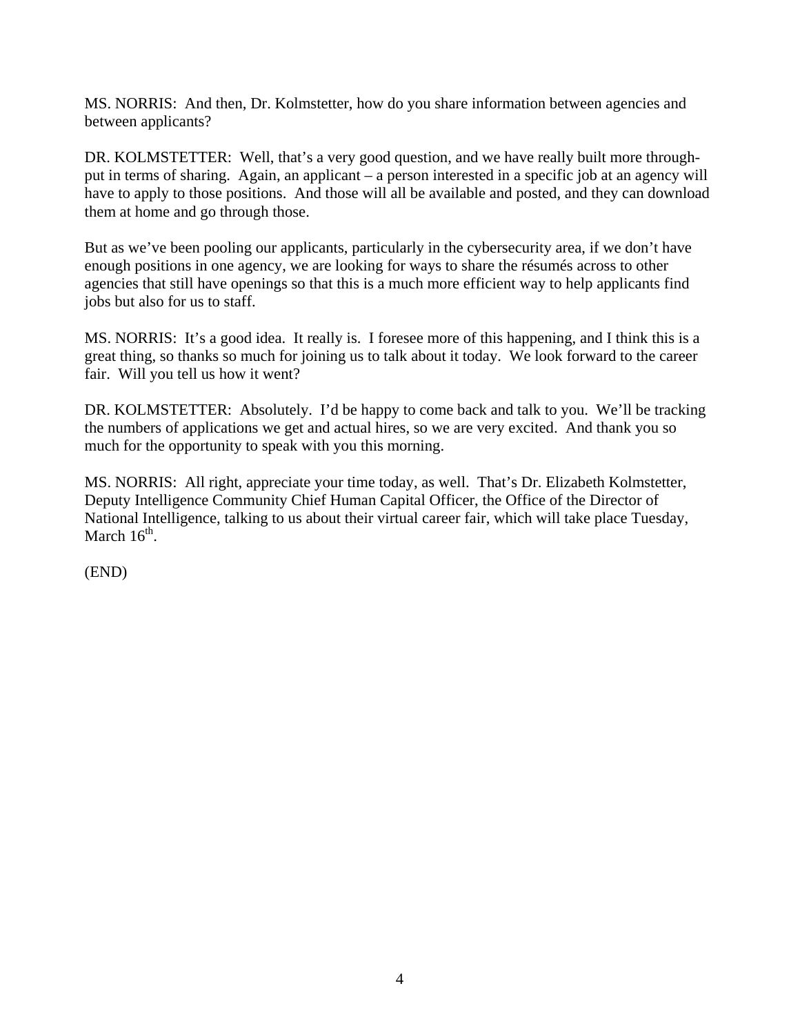MS. NORRIS: And then, Dr. Kolmstetter, how do you share information between agencies and between applicants?

DR. KOLMSTETTER: Well, that's a very good question, and we have really built more through-put in terms of sharing. Again, an applicant – a person interested in a specific job at an agency will have to apply to those positions. And those will all be available and posted, and they can download them at home and go through those.

But as we've been pooling our applicants, particularly in the cybersecurity area, if we don't have enough positions in one agency, we are looking for ways to share the résumés across to other agencies that still have openings so that this is a much more efficient way to help applicants find jobs but also for us to staff.

MS. NORRIS: It's a good idea. It really is. I foresee more of this happening, and I think this is a great thing, so thanks so much for joining us to talk about it today. We look forward to the career fair. Will you tell us how it went?

DR. KOLMSTETTER: Absolutely. I'd be happy to come back and talk to you. We'll be tracking the numbers of applications we get and actual hires, so we are very excited. And thank you so much for the opportunity to speak with you this morning.

MS. NORRIS: All right, appreciate your time today, as well. That's Dr. Elizabeth Kolmstetter, Deputy Intelligence Community Chief Human Capital Officer, the Office of the Director of National Intelligence, talking to us about their virtual career fair, which will take place Tuesday, March 16th.

(END)